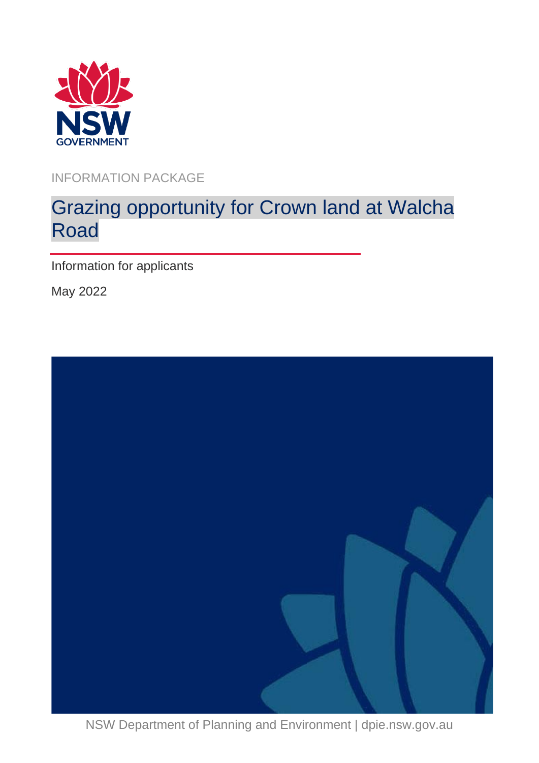INFORMATION PACKAGE

# Grazing opportunity for Crown land at Walcha Road

Information for applicants

May 2022

NSW Department of Planning and Environment | dpie.nsw.gov.au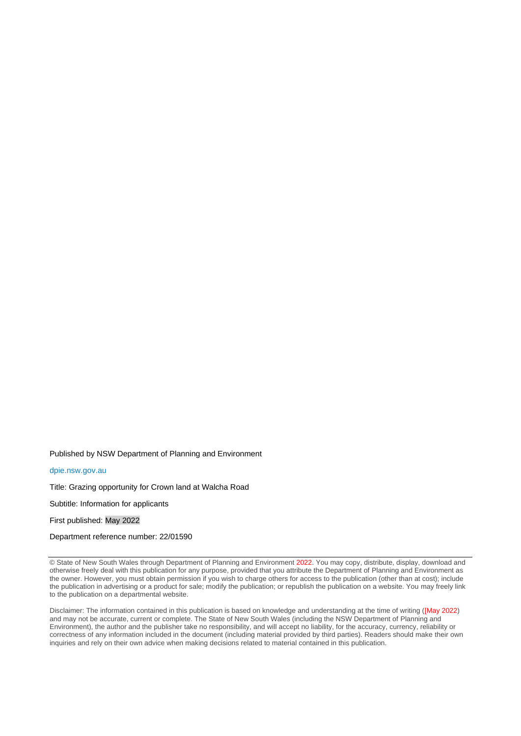Published by NSW Department of Planning and Environment

dpie.nsw.gov.au

Title: Grazing opportunity for Crown land at Walcha Road

Subtitle: Information for applicants

First published: May 2022

Department reference number: 22/01590

---

© State of New South Wales through Department of Planning and Environment 2022. You may copy, distribute, display, download and otherwise freely deal with this publication for any purpose, provided that you attribute the Department of Planning and Environment as the owner. However, you must obtain permission if you wish to charge others for access to the publication (other than at cost); include the publication in advertising or a product for sale; modify the publication; or republish the publication on a website. You may freely link to the publication on a departmental website.

Disclaimer: The information contained in this publication is based on knowledge and understanding at the time of writing ([May 2022) and may not be accurate, current or complete. The State of New South Wales (including the NSW Department of Planning and Environment), the author and the publisher take no responsibility, and will accept no liability, for the accuracy, currency, reliability or correctness of any information included in the document (including material provided by third parties). Readers should make their own inquiries and rely on their own advice when making decisions related to material contained in this publication.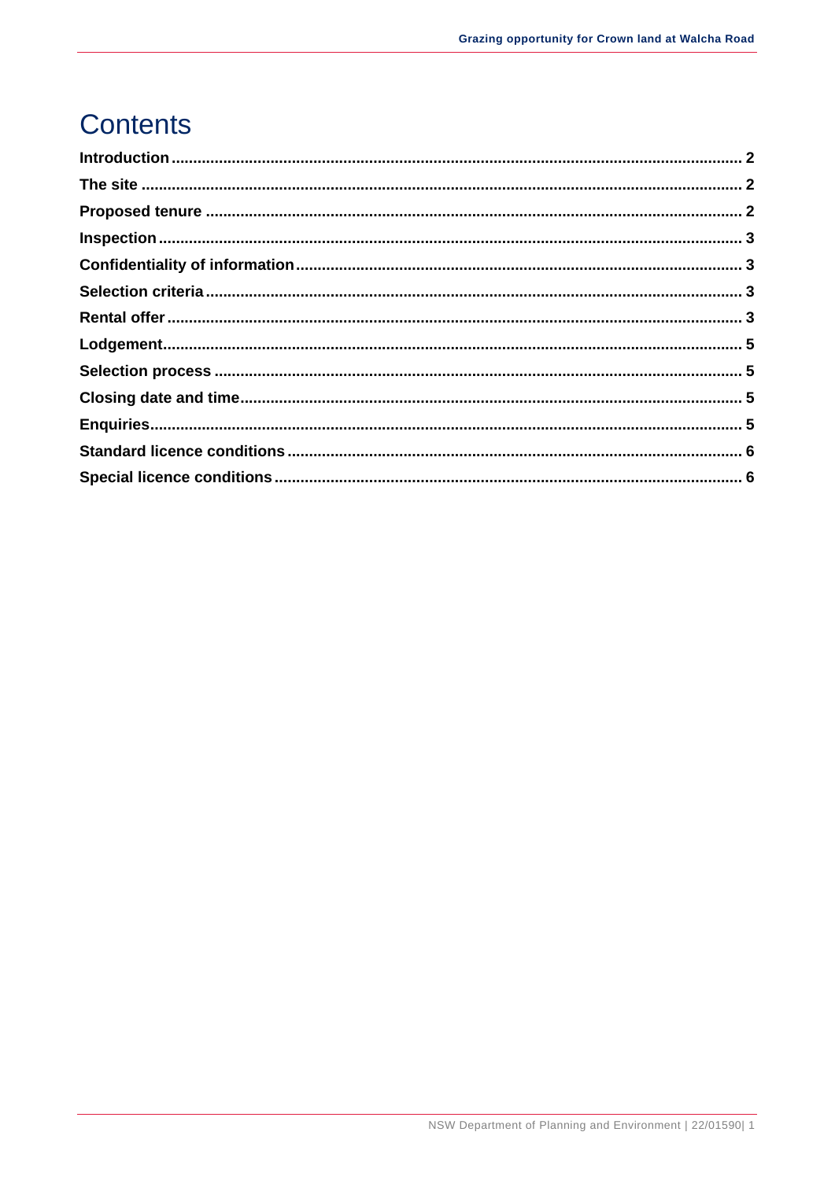# Contents

- Introduction ... 2
- The site ... 2
- Proposed tenure ... 2
- Inspection ... 3
- Confidentiality of information ... 3
- Selection criteria ... 3
- Rental offer ... 3
- Lodgement ... 5
- Selection process ... 5
- Closing date and time ... 5
- Enquiries ... 5
- Standard licence conditions ... 6
- Special licence conditions ... 6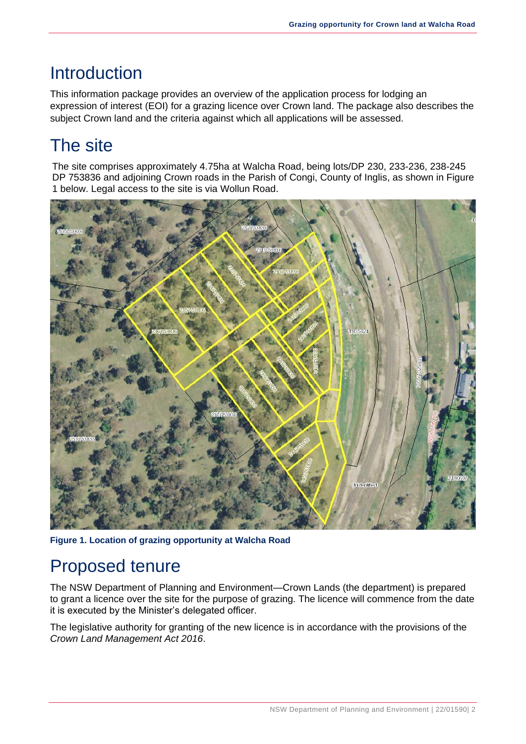# Introduction

This information package provides an overview of the application process for lodging an expression of interest (EOI) for a grazing licence over Crown land. The package also describes the subject Crown land and the criteria against which all applications will be assessed.

# The site

The site comprises approximately 4.75ha at Walcha Road, being lots/DP 230, 233-236, 238-245 DP 753836 and adjoining Crown roads in the Parish of Congi, County of Inglis, as shown in Figure 1 below. Legal access to the site is via Wollun Road.

**Figure 1. Location of grazing opportunity at Walcha Road**

# Proposed tenure

The NSW Department of Planning and Environment—Crown Lands (the department) is prepared to grant a licence over the site for the purpose of grazing. The licence will commence from the date it is executed by the Minister's delegated officer.

The legislative authority for granting of the new licence is in accordance with the provisions of the *Crown Land Management Act 2016*.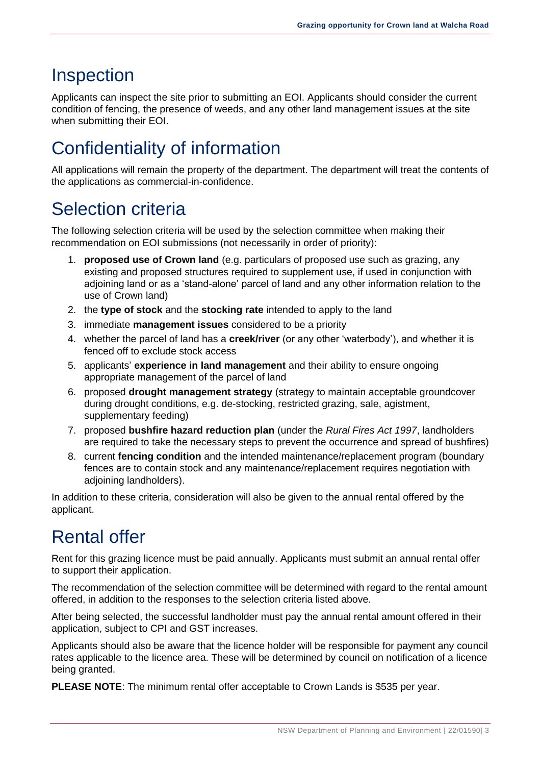# Inspection

Applicants can inspect the site prior to submitting an EOI. Applicants should consider the current condition of fencing, the presence of weeds, and any other land management issues at the site when submitting their EOI.

# Confidentiality of information

All applications will remain the property of the department. The department will treat the contents of the applications as commercial-in-confidence.

# Selection criteria

The following selection criteria will be used by the selection committee when making their recommendation on EOI submissions (not necessarily in order of priority):

1. **proposed use of Crown land** (e.g. particulars of proposed use such as grazing, any existing and proposed structures required to supplement use, if used in conjunction with adjoining land or as a 'stand-alone' parcel of land and any other information relation to the use of Crown land)
2. the **type of stock** and the **stocking rate** intended to apply to the land
3. immediate **management issues** considered to be a priority
4. whether the parcel of land has a **creek/river** (or any other 'waterbody'), and whether it is fenced off to exclude stock access
5. applicants' **experience in land management** and their ability to ensure ongoing appropriate management of the parcel of land
6. proposed **drought management strategy** (strategy to maintain acceptable groundcover during drought conditions, e.g. de-stocking, restricted grazing, sale, agistment, supplementary feeding)
7. proposed **bushfire hazard reduction plan** (under the *Rural Fires Act 1997*, landholders are required to take the necessary steps to prevent the occurrence and spread of bushfires)
8. current **fencing condition** and the intended maintenance/replacement program (boundary fences are to contain stock and any maintenance/replacement requires negotiation with adjoining landholders).

In addition to these criteria, consideration will also be given to the annual rental offered by the applicant.

# Rental offer

Rent for this grazing licence must be paid annually. Applicants must submit an annual rental offer to support their application.

The recommendation of the selection committee will be determined with regard to the rental amount offered, in addition to the responses to the selection criteria listed above.

After being selected, the successful landholder must pay the annual rental amount offered in their application, subject to CPI and GST increases.

Applicants should also be aware that the licence holder will be responsible for payment any council rates applicable to the licence area. These will be determined by council on notification of a licence being granted.

**PLEASE NOTE**: The minimum rental offer acceptable to Crown Lands is $535 per year.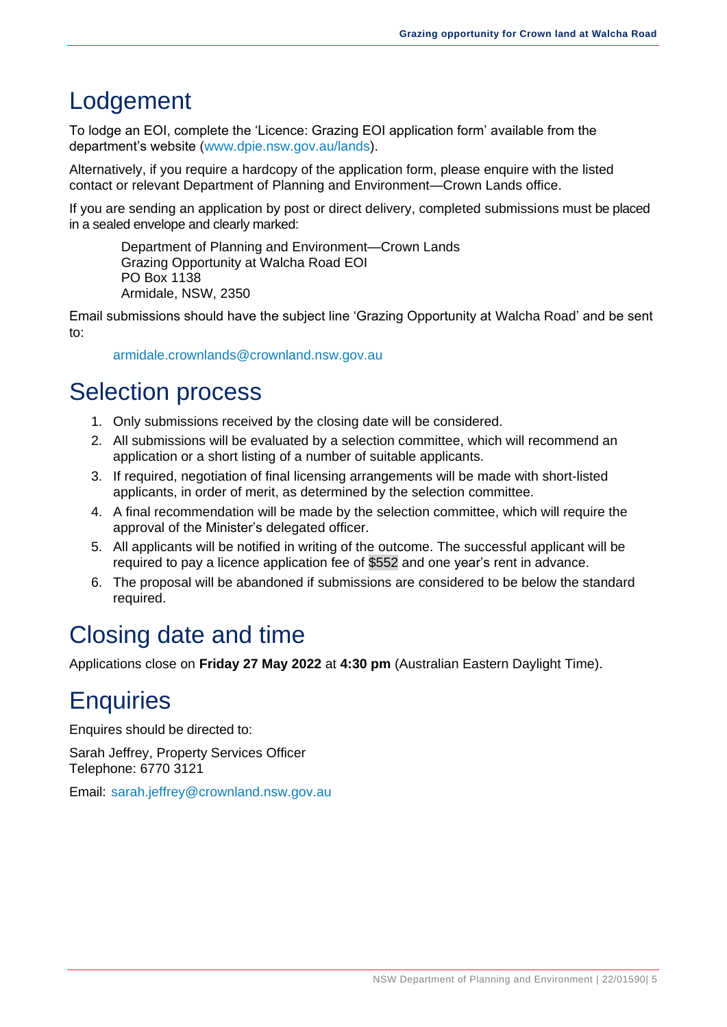# Lodgement

To lodge an EOI, complete the 'Licence: Grazing EOI application form' available from the department's website (www.dpie.nsw.gov.au/lands).

Alternatively, if you require a hardcopy of the application form, please enquire with the listed contact or relevant Department of Planning and Environment—Crown Lands office.

If you are sending an application by post or direct delivery, completed submissions must be placed in a sealed envelope and clearly marked:

> Department of Planning and Environment—Crown Lands
> Grazing Opportunity at Walcha Road EOI
> PO Box 1138
> Armidale, NSW, 2350

Email submissions should have the subject line 'Grazing Opportunity at Walcha Road' and be sent to:

> armidale.crownlands@crownland.nsw.gov.au

# Selection process

1. Only submissions received by the closing date will be considered.
2. All submissions will be evaluated by a selection committee, which will recommend an application or a short listing of a number of suitable applicants.
3. If required, negotiation of final licensing arrangements will be made with short-listed applicants, in order of merit, as determined by the selection committee.
4. A final recommendation will be made by the selection committee, which will require the approval of the Minister's delegated officer.
5. All applicants will be notified in writing of the outcome. The successful applicant will be required to pay a licence application fee of $552 and one year's rent in advance.
6. The proposal will be abandoned if submissions are considered to be below the standard required.

# Closing date and time

Applications close on **Friday 27 May 2022** at **4:30 pm** (Australian Eastern Daylight Time).

# Enquiries

Enquires should be directed to:

Sarah Jeffrey, Property Services Officer
Telephone: 6770 3121

Email: sarah.jeffrey@crownland.nsw.gov.au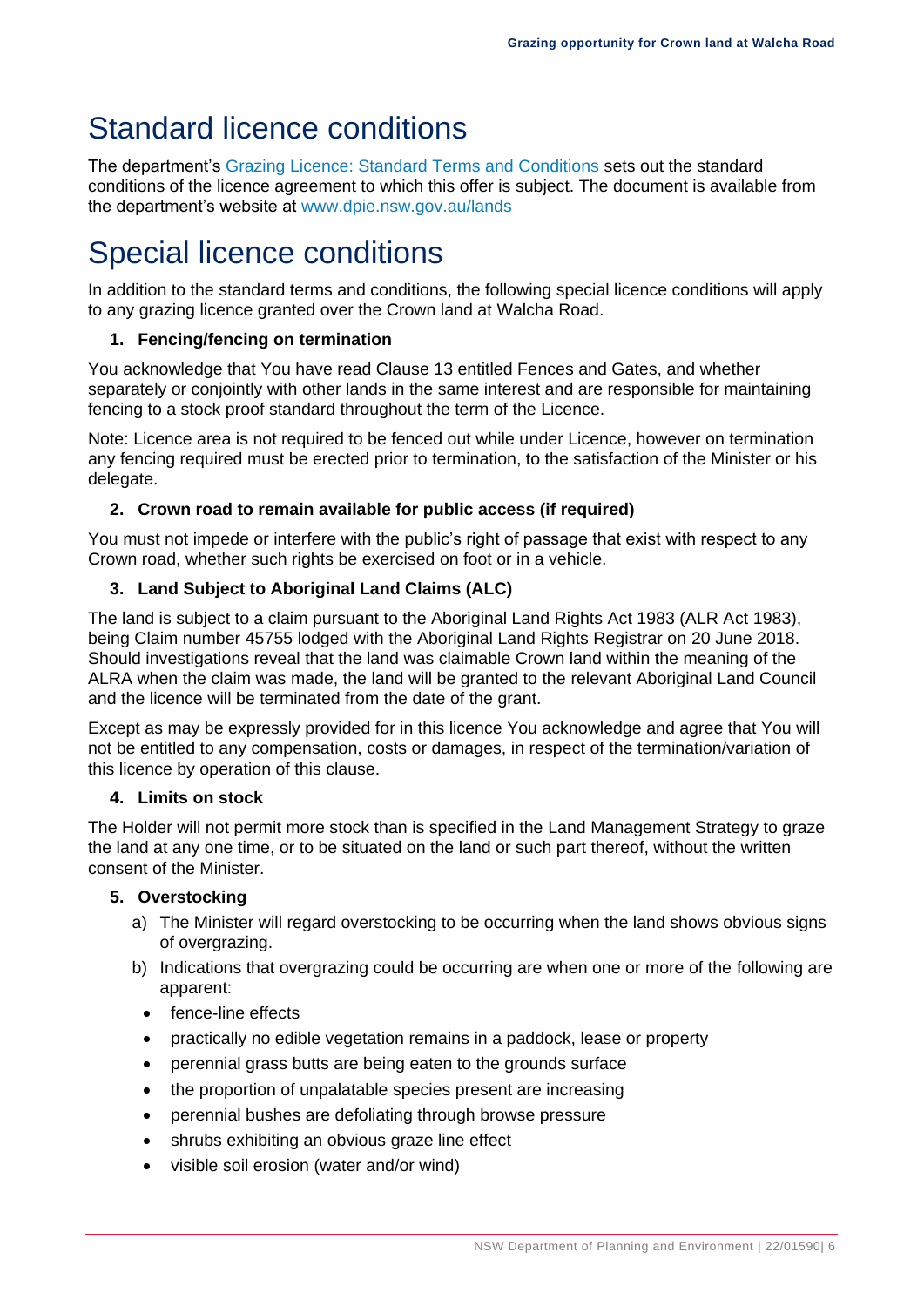# Standard licence conditions

The department's Grazing Licence: Standard Terms and Conditions sets out the standard conditions of the licence agreement to which this offer is subject. The document is available from the department's website at www.dpie.nsw.gov.au/lands

# Special licence conditions

In addition to the standard terms and conditions, the following special licence conditions will apply to any grazing licence granted over the Crown land at Walcha Road.

### 1. Fencing/fencing on termination

You acknowledge that You have read Clause 13 entitled Fences and Gates, and whether separately or conjointly with other lands in the same interest and are responsible for maintaining fencing to a stock proof standard throughout the term of the Licence.

Note: Licence area is not required to be fenced out while under Licence, however on termination any fencing required must be erected prior to termination, to the satisfaction of the Minister or his delegate.

### 2. Crown road to remain available for public access (if required)

You must not impede or interfere with the public's right of passage that exist with respect to any Crown road, whether such rights be exercised on foot or in a vehicle.

### 3. Land Subject to Aboriginal Land Claims (ALC)

The land is subject to a claim pursuant to the Aboriginal Land Rights Act 1983 (ALR Act 1983), being Claim number 45755 lodged with the Aboriginal Land Rights Registrar on 20 June 2018. Should investigations reveal that the land was claimable Crown land within the meaning of the ALRA when the claim was made, the land will be granted to the relevant Aboriginal Land Council and the licence will be terminated from the date of the grant.

Except as may be expressly provided for in this licence You acknowledge and agree that You will not be entitled to any compensation, costs or damages, in respect of the termination/variation of this licence by operation of this clause.

### 4. Limits on stock

The Holder will not permit more stock than is specified in the Land Management Strategy to graze the land at any one time, or to be situated on the land or such part thereof, without the written consent of the Minister.

### 5. Overstocking

a) The Minister will regard overstocking to be occurring when the land shows obvious signs of overgrazing.

b) Indications that overgrazing could be occurring are when one or more of the following are apparent:

- fence-line effects
- practically no edible vegetation remains in a paddock, lease or property
- perennial grass butts are being eaten to the grounds surface
- the proportion of unpalatable species present are increasing
- perennial bushes are defoliating through browse pressure
- shrubs exhibiting an obvious graze line effect
- visible soil erosion (water and/or wind)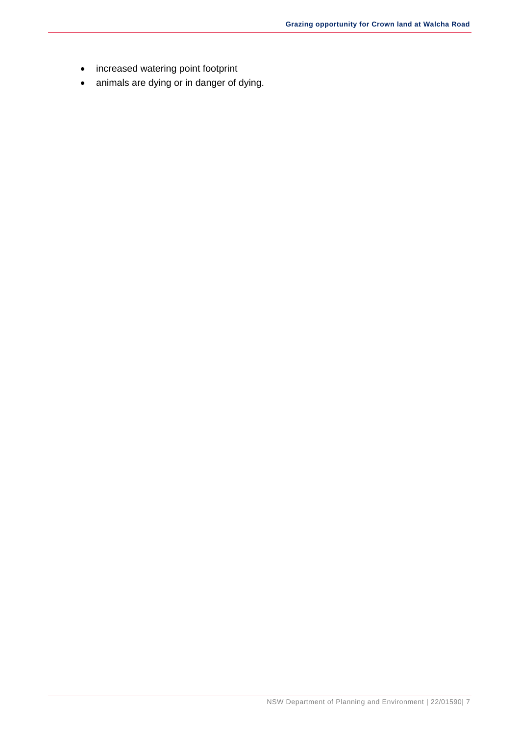- increased watering point footprint
- animals are dying or in danger of dying.